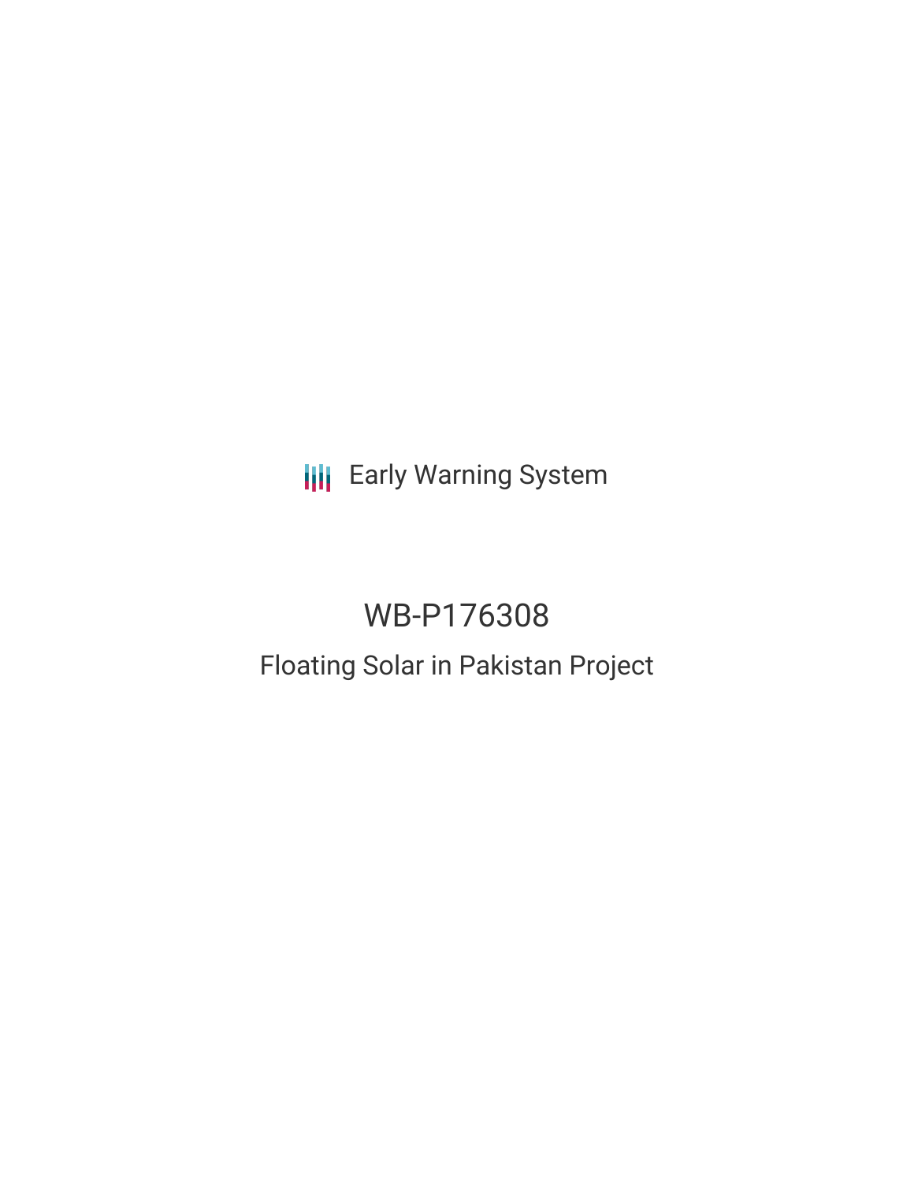Early Warning System

# WB-P176308

## Floating Solar in Pakistan Project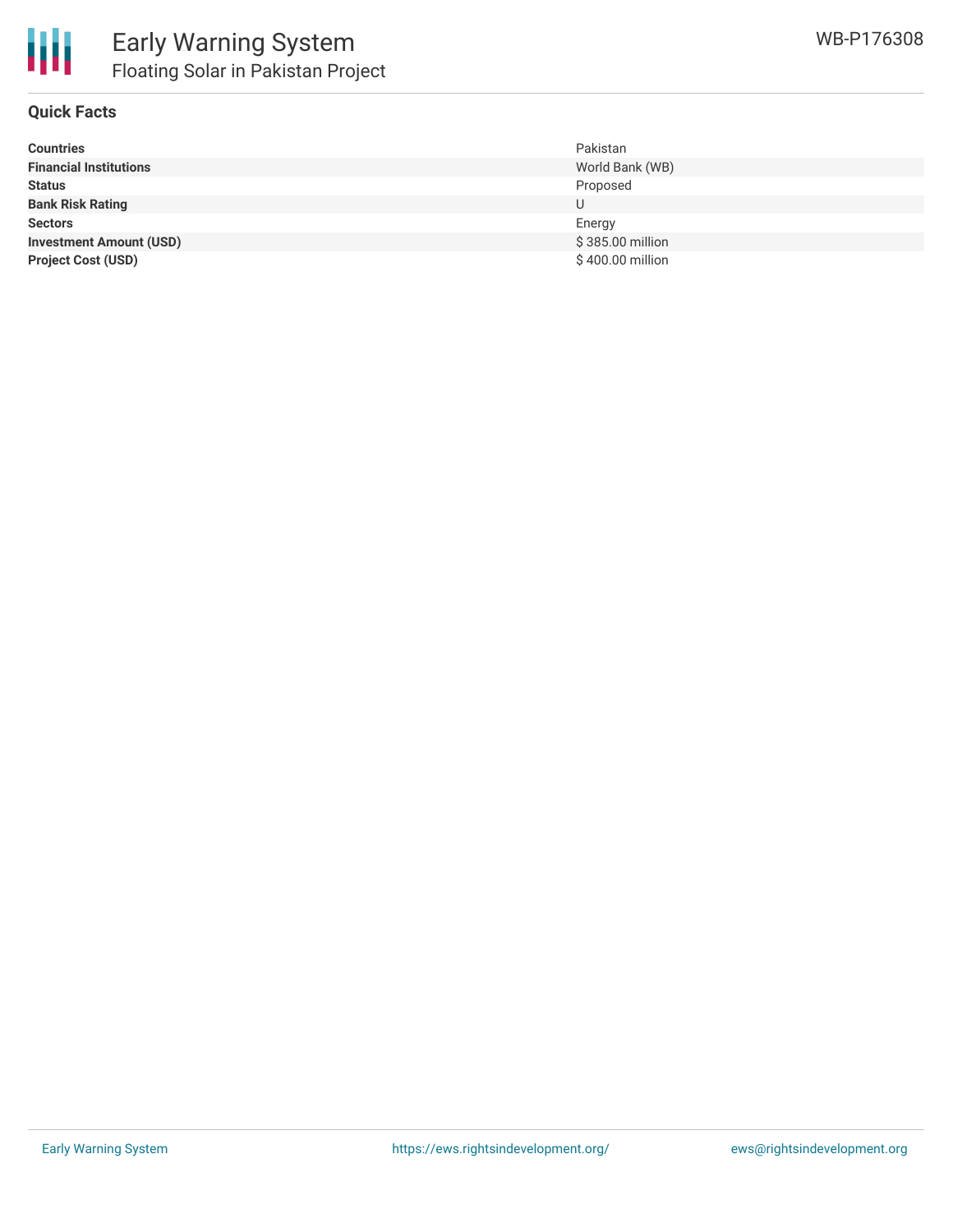## Quick Facts

| | |
|---|---|
| **Countries** | Pakistan |
| **Financial Institutions** | World Bank (WB) |
| **Status** | Proposed |
| **Bank Risk Rating** | U |
| **Sectors** | Energy |
| **Investment Amount (USD)** | $ 385.00 million |
| **Project Cost (USD)** | $ 400.00 million |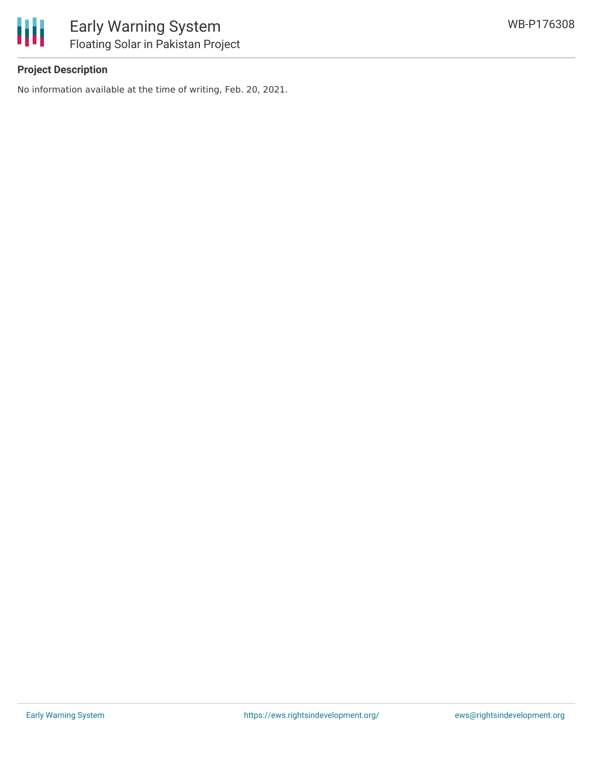**Project Description**

No information available at the time of writing, Feb. 20, 2021.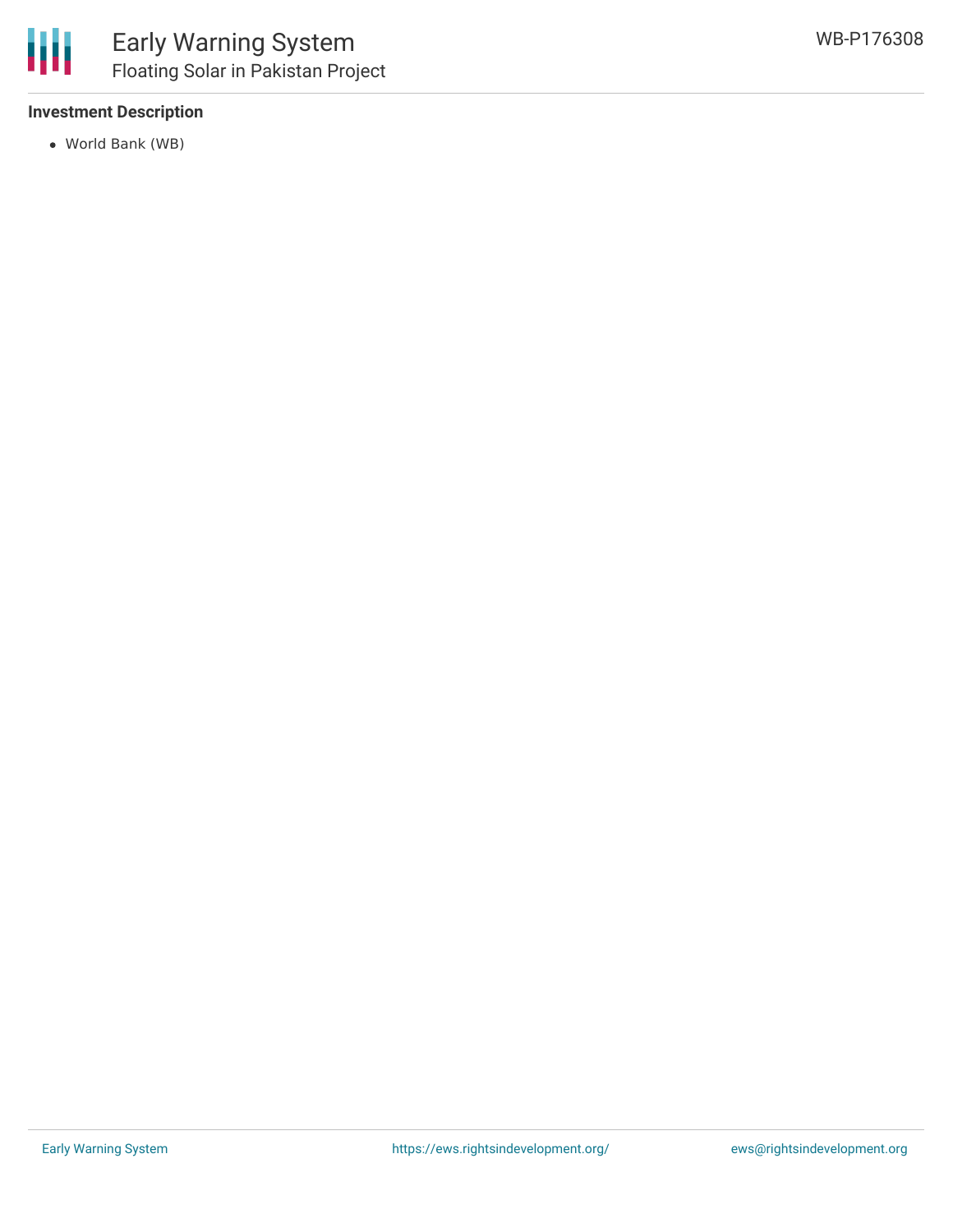### Investment Description

- World Bank (WB)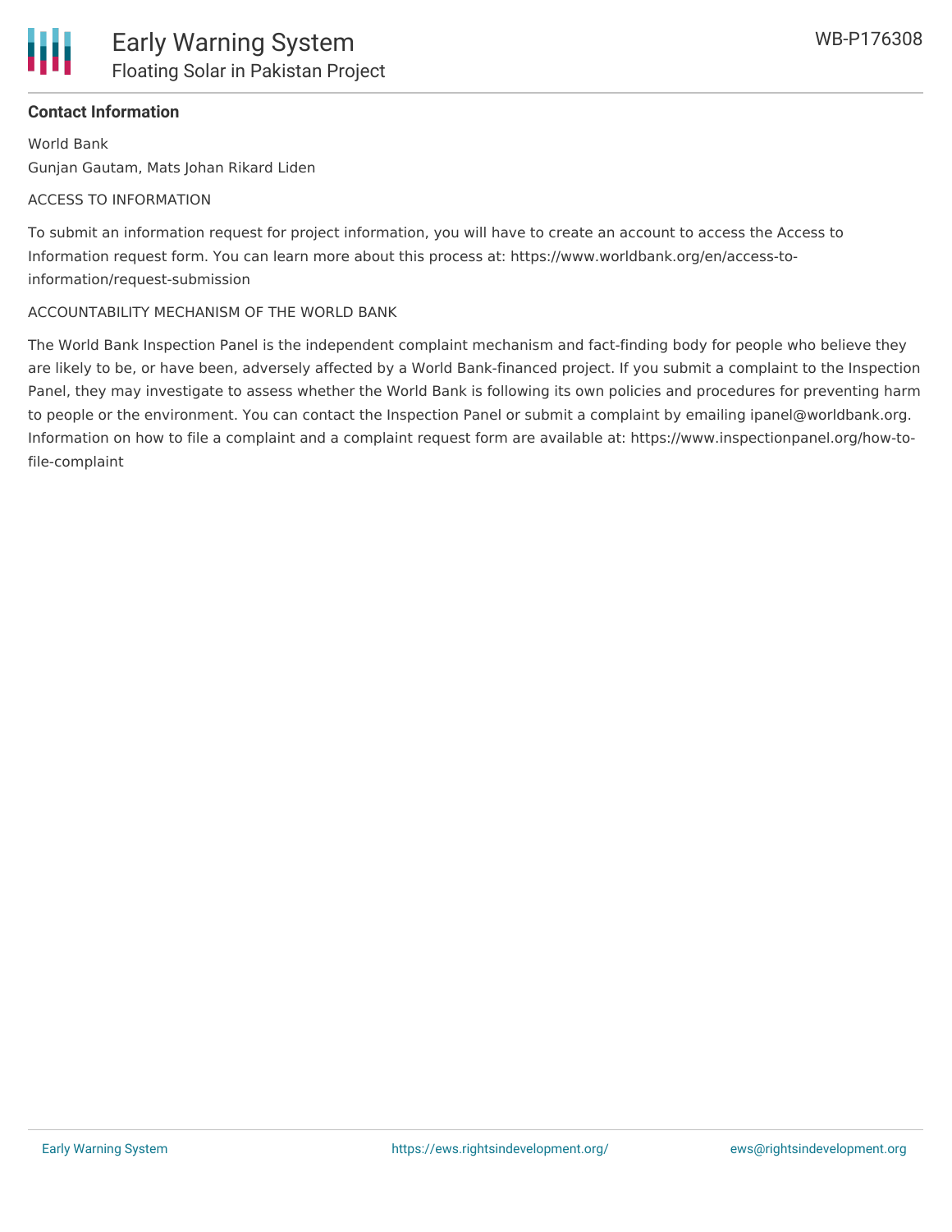**Contact Information**

World Bank
Gunjan Gautam, Mats Johan Rikard Liden

ACCESS TO INFORMATION

To submit an information request for project information, you will have to create an account to access the Access to Information request form. You can learn more about this process at: https://www.worldbank.org/en/access-to-information/request-submission

ACCOUNTABILITY MECHANISM OF THE WORLD BANK

The World Bank Inspection Panel is the independent complaint mechanism and fact-finding body for people who believe they are likely to be, or have been, adversely affected by a World Bank-financed project. If you submit a complaint to the Inspection Panel, they may investigate to assess whether the World Bank is following its own policies and procedures for preventing harm to people or the environment. You can contact the Inspection Panel or submit a complaint by emailing ipanel@worldbank.org. Information on how to file a complaint and a complaint request form are available at: https://www.inspectionpanel.org/how-to-file-complaint